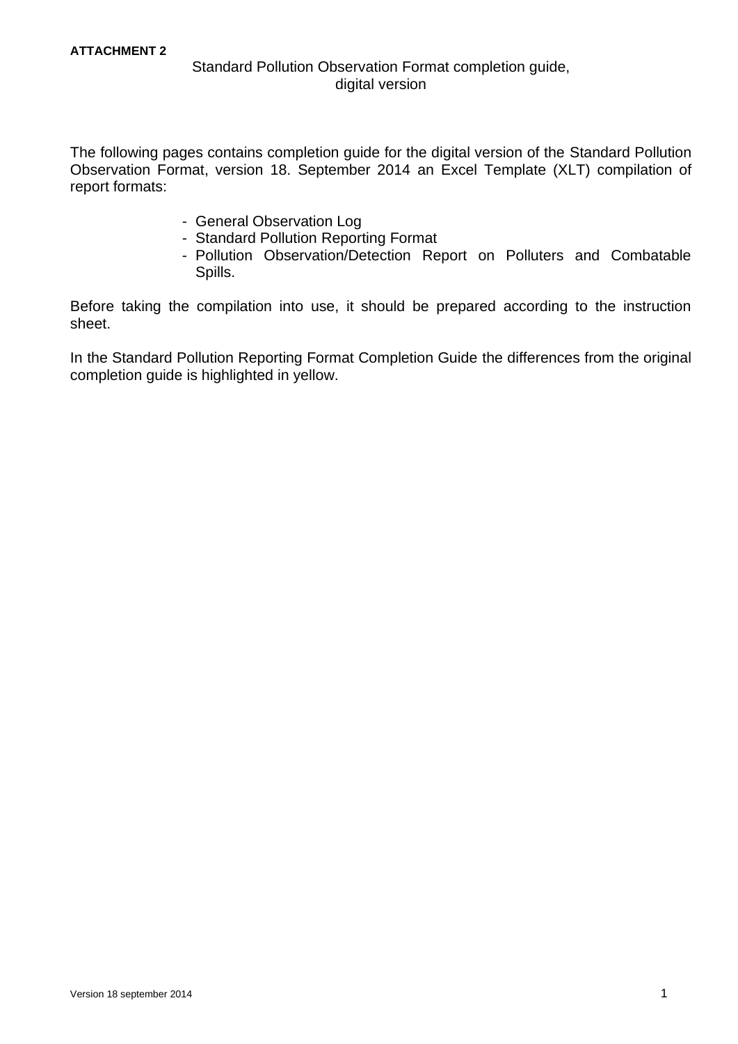**ATTACHMENT 2**

# Standard Pollution Observation Format completion guide, digital version

The following pages contains completion guide for the digital version of the Standard Pollution Observation Format, version 18. September 2014 an Excel Template (XLT) compilation of report formats:

- General Observation Log
- Standard Pollution Reporting Format
- Pollution Observation/Detection Report on Polluters and Combatable Spills.

Before taking the compilation into use, it should be prepared according to the instruction sheet.

In the Standard Pollution Reporting Format Completion Guide the differences from the original completion guide is highlighted in yellow.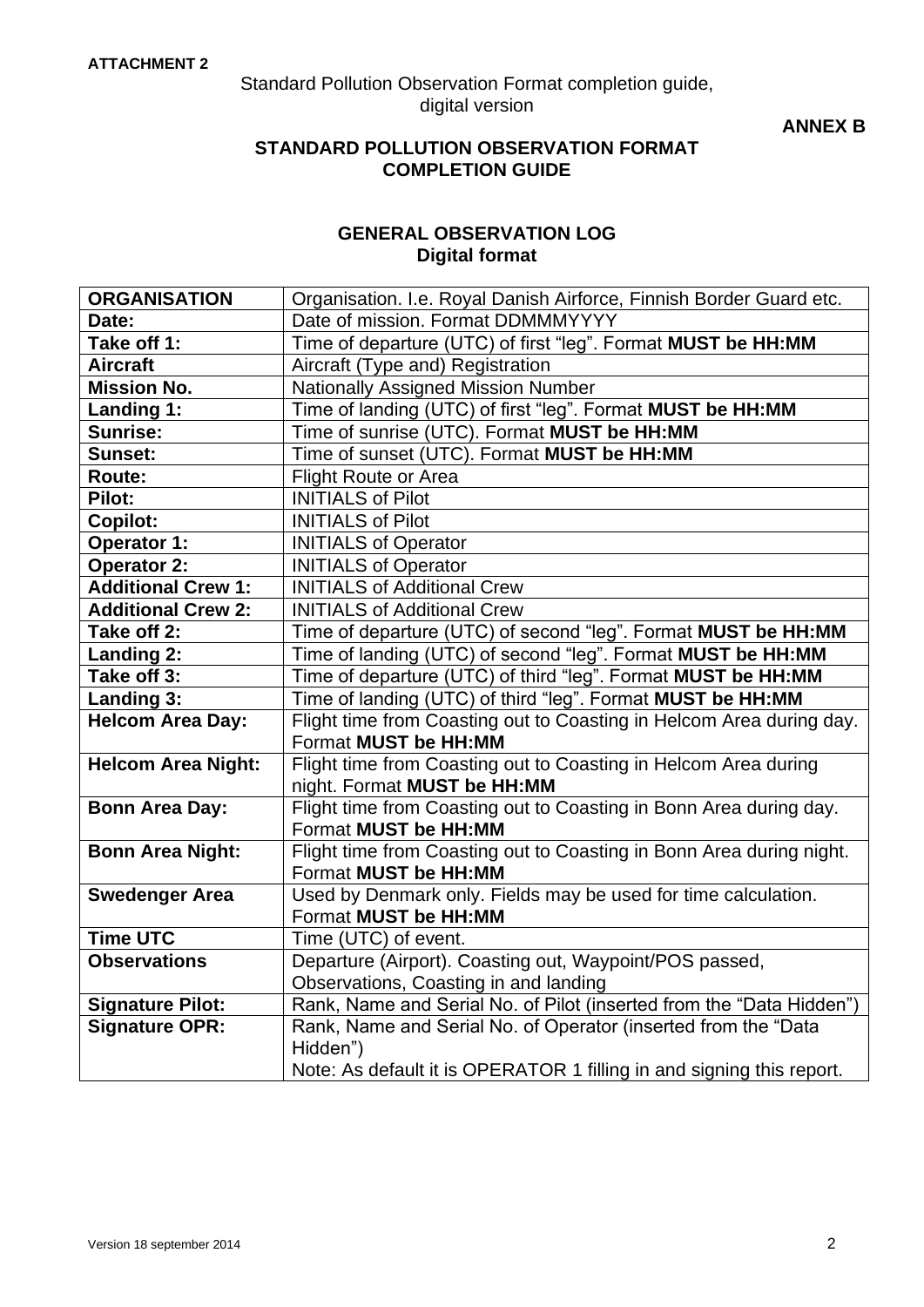**ATTACHMENT 2**

Standard Pollution Observation Format completion guide, digital version

**ANNEX B**

## STANDARD POLLUTION OBSERVATION FORMAT COMPLETION GUIDE

### GENERAL OBSERVATION LOG
### Digital format

| **ORGANISATION** | Organisation. I.e. Royal Danish Airforce, Finnish Border Guard etc. |
|---|---|
| **Date:** | Date of mission. Format DDMMMYYYY |
| **Take off 1:** | Time of departure (UTC) of first "leg". Format **MUST be HH:MM** |
| **Aircraft** | Aircraft (Type and) Registration |
| **Mission No.** | Nationally Assigned Mission Number |
| **Landing 1:** | Time of landing (UTC) of first "leg". Format **MUST be HH:MM** |
| **Sunrise:** | Time of sunrise (UTC). Format **MUST be HH:MM** |
| **Sunset:** | Time of sunset (UTC). Format **MUST be HH:MM** |
| **Route:** | Flight Route or Area |
| **Pilot:** | INITIALS of Pilot |
| **Copilot:** | INITIALS of Pilot |
| **Operator 1:** | INITIALS of Operator |
| **Operator 2:** | INITIALS of Operator |
| **Additional Crew 1:** | INITIALS of Additional Crew |
| **Additional Crew 2:** | INITIALS of Additional Crew |
| **Take off 2:** | Time of departure (UTC) of second "leg". Format **MUST be HH:MM** |
| **Landing 2:** | Time of landing (UTC) of second "leg". Format **MUST be HH:MM** |
| **Take off 3:** | Time of departure (UTC) of third "leg". Format **MUST be HH:MM** |
| **Landing 3:** | Time of landing (UTC) of third "leg". Format **MUST be HH:MM** |
| **Helcom Area Day:** | Flight time from Coasting out to Coasting in Helcom Area during day. Format **MUST be HH:MM** |
| **Helcom Area Night:** | Flight time from Coasting out to Coasting in Helcom Area during night. Format **MUST be HH:MM** |
| **Bonn Area Day:** | Flight time from Coasting out to Coasting in Bonn Area during day. Format **MUST be HH:MM** |
| **Bonn Area Night:** | Flight time from Coasting out to Coasting in Bonn Area during night. Format **MUST be HH:MM** |
| **Swedenger Area** | Used by Denmark only. Fields may be used for time calculation. Format **MUST be HH:MM** |
| **Time UTC** | Time (UTC) of event. |
| **Observations** | Departure (Airport). Coasting out, Waypoint/POS passed, Observations, Coasting in and landing |
| **Signature Pilot:** | Rank, Name and Serial No. of Pilot (inserted from the "Data Hidden") |
| **Signature OPR:** | Rank, Name and Serial No. of Operator (inserted from the "Data Hidden")<br>Note: As default it is OPERATOR 1 filling in and signing this report. |

Version 18 september 2014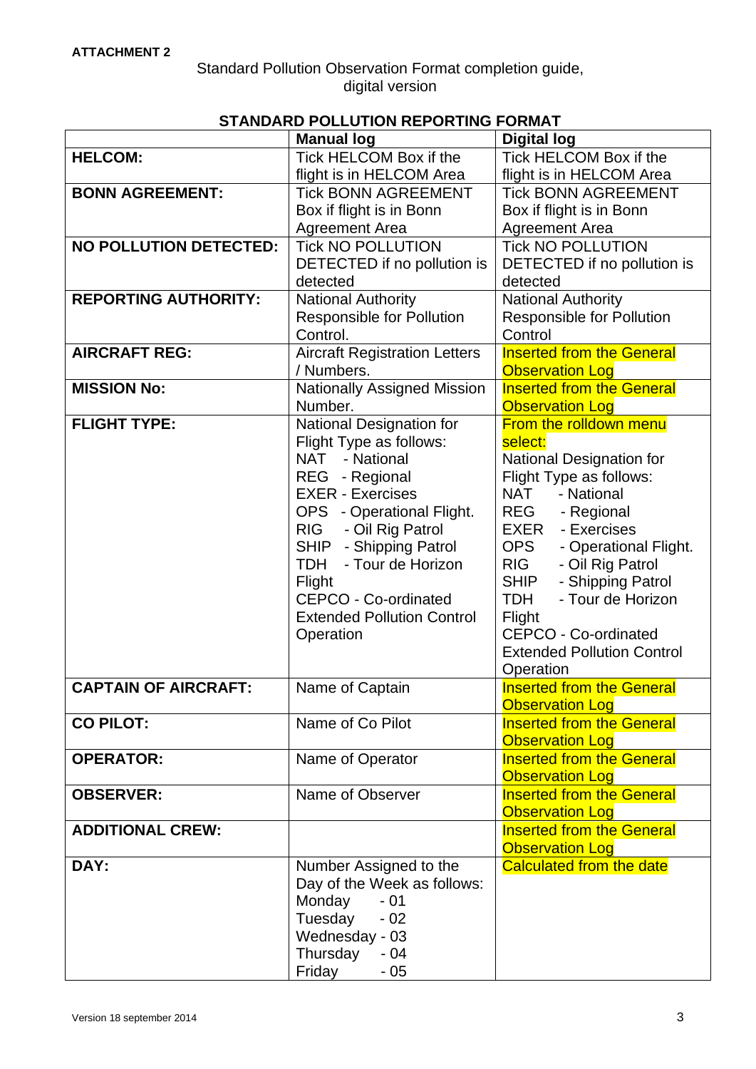**ATTACHMENT 2**

Standard Pollution Observation Format completion guide, digital version

## STANDARD POLLUTION REPORTING FORMAT

| | **Manual log** | **Digital log** |
|---|---|---|
| **HELCOM:** | Tick HELCOM Box if the flight is in HELCOM Area | Tick HELCOM Box if the flight is in HELCOM Area |
| **BONN AGREEMENT:** | Tick BONN AGREEMENT Box if flight is in Bonn Agreement Area | Tick BONN AGREEMENT Box if flight is in Bonn Agreement Area |
| **NO POLLUTION DETECTED:** | Tick NO POLLUTION DETECTED if no pollution is detected | Tick NO POLLUTION DETECTED if no pollution is detected |
| **REPORTING AUTHORITY:** | National Authority Responsible for Pollution Control. | National Authority Responsible for Pollution Control |
| **AIRCRAFT REG:** | Aircraft Registration Letters / Numbers. | Inserted from the General Observation Log |
| **MISSION No:** | Nationally Assigned Mission Number. | Inserted from the General Observation Log |
| **FLIGHT TYPE:** | National Designation for Flight Type as follows:<br>NAT - National<br>REG - Regional<br>EXER - Exercises<br>OPS - Operational Flight.<br>RIG - Oil Rig Patrol<br>SHIP - Shipping Patrol<br>TDH - Tour de Horizon Flight<br>CEPCO - Co-ordinated Extended Pollution Control Operation | From the rolldown menu select:<br>National Designation for Flight Type as follows:<br>NAT - National<br>REG - Regional<br>EXER - Exercises<br>OPS - Operational Flight.<br>RIG - Oil Rig Patrol<br>SHIP - Shipping Patrol<br>TDH - Tour de Horizon Flight<br>CEPCO - Co-ordinated Extended Pollution Control Operation |
| **CAPTAIN OF AIRCRAFT:** | Name of Captain | Inserted from the General Observation Log |
| **CO PILOT:** | Name of Co Pilot | Inserted from the General Observation Log |
| **OPERATOR:** | Name of Operator | Inserted from the General Observation Log |
| **OBSERVER:** | Name of Observer | Inserted from the General Observation Log |
| **ADDITIONAL CREW:** | | Inserted from the General Observation Log |
| **DAY:** | Number Assigned to the Day of the Week as follows:<br>Monday - 01<br>Tuesday - 02<br>Wednesday - 03<br>Thursday - 04<br>Friday - 05 | Calculated from the date |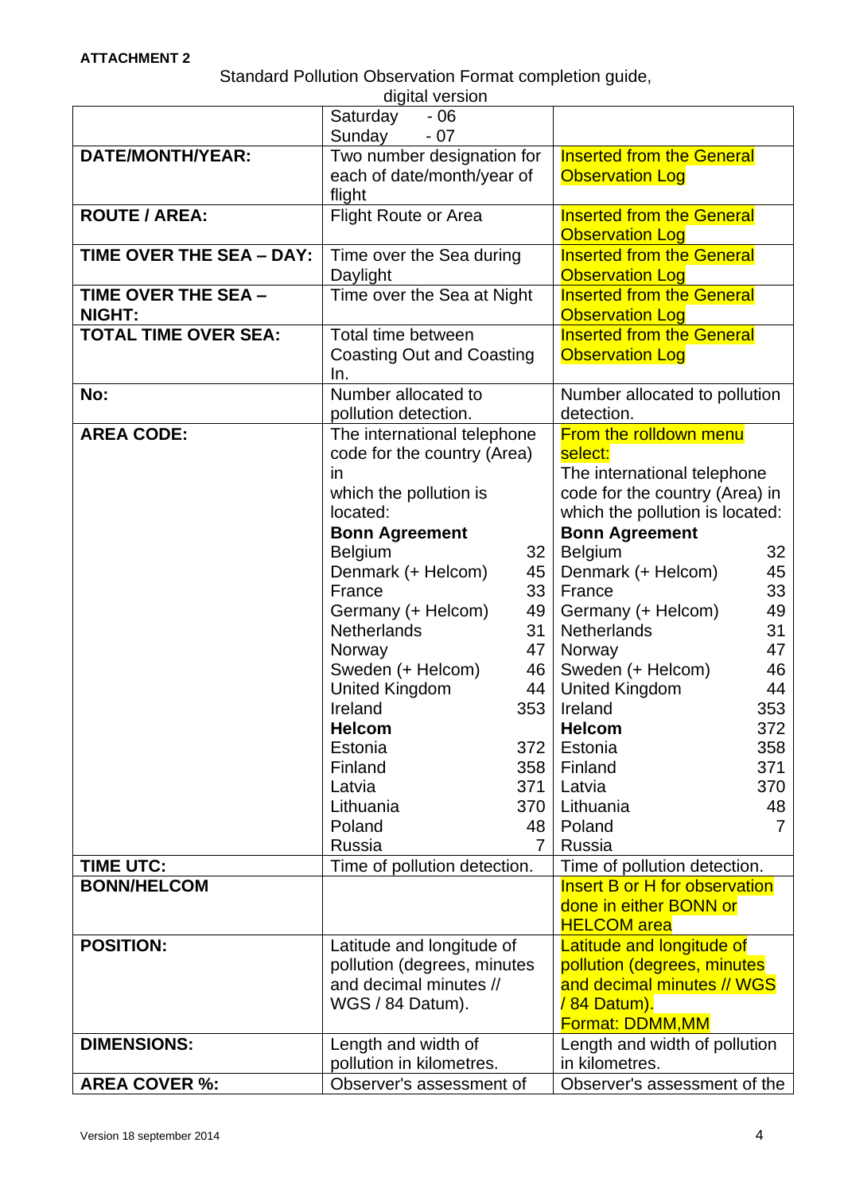**ATTACHMENT 2**

Standard Pollution Observation Format completion guide, digital version

| | Saturday - 06<br>Sunday - 07 | |
|---|---|---|
| **DATE/MONTH/YEAR:** | Two number designation for each of date/month/year of flight | Inserted from the General Observation Log |
| **ROUTE / AREA:** | Flight Route or Area | Inserted from the General Observation Log |
| **TIME OVER THE SEA – DAY:** | Time over the Sea during Daylight | Inserted from the General Observation Log |
| **TIME OVER THE SEA – NIGHT:** | Time over the Sea at Night | Inserted from the General Observation Log |
| **TOTAL TIME OVER SEA:** | Total time between Coasting Out and Coasting In. | Inserted from the General Observation Log |
| **No:** | Number allocated to pollution detection. | Number allocated to pollution detection. |
| **AREA CODE:** | The international telephone code for the country (Area) in which the pollution is located:<br>**Bonn Agreement**<br>Belgium 32<br>Denmark (+ Helcom) 45<br>France 33<br>Germany (+ Helcom) 49<br>Netherlands 31<br>Norway 47<br>Sweden (+ Helcom) 46<br>United Kingdom 44<br>Ireland 353<br>**Helcom**<br>Estonia 372<br>Finland 358<br>Latvia 371<br>Lithuania 370<br>Poland 48<br>Russia 7 | From the rolldown menu select:<br>The international telephone code for the country (Area) in which the pollution is located:<br>**Bonn Agreement**<br>Belgium 32<br>Denmark (+ Helcom) 45<br>France 33<br>Germany (+ Helcom) 49<br>Netherlands 31<br>Norway 47<br>Sweden (+ Helcom) 46<br>United Kingdom 44<br>Ireland 353<br>**Helcom** 372<br>Estonia 358<br>Finland 371<br>Latvia 370<br>Lithuania 48<br>Poland 7<br>Russia |
| **TIME UTC:** | Time of pollution detection. | Time of pollution detection. |
| **BONN/HELCOM** | | Insert B or H for observation done in either BONN or HELCOM area |
| **POSITION:** | Latitude and longitude of pollution (degrees, minutes and decimal minutes // WGS / 84 Datum). | Latitude and longitude of pollution (degrees, minutes and decimal minutes // WGS / 84 Datum).<br>Format: DDMM,MM |
| **DIMENSIONS:** | Length and width of pollution in kilometres. | Length and width of pollution in kilometres. |
| **AREA COVER %:** | Observer's assessment of | Observer's assessment of the |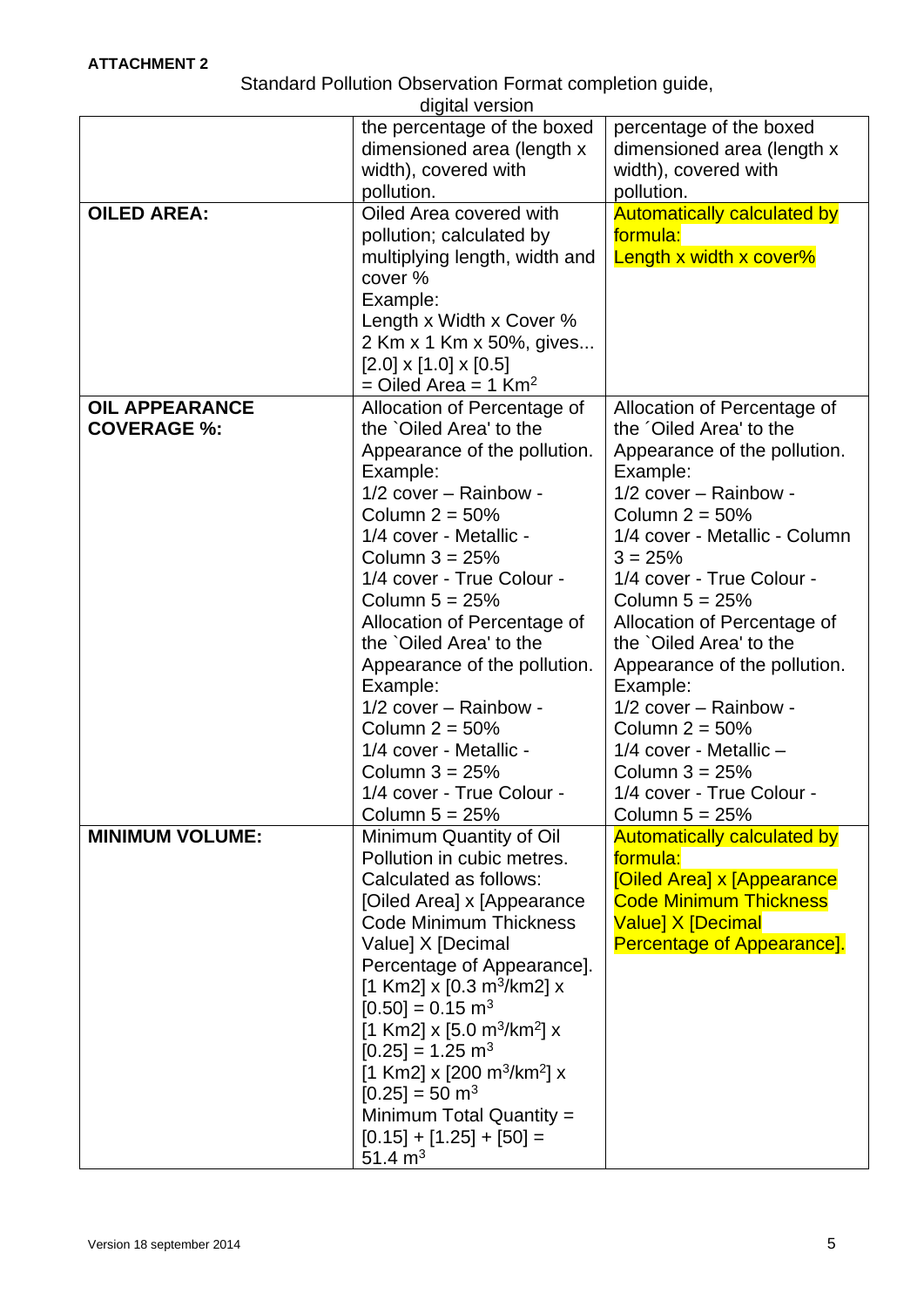**ATTACHMENT 2**

Standard Pollution Observation Format completion guide, digital version

| | | |
|---|---|---|
| | the percentage of the boxed dimensioned area (length x width), covered with pollution. | percentage of the boxed dimensioned area (length x width), covered with pollution. |
| **OILED AREA:** | Oiled Area covered with pollution; calculated by multiplying length, width and cover % <br> Example: <br> Length x Width x Cover % <br> 2 Km x 1 Km x 50%, gives... <br> [2.0] x [1.0] x [0.5] <br> = Oiled Area = 1 Km$^2$ | Automatically calculated by formula: <br> Length x width x cover% |
| **OIL APPEARANCE COVERAGE %:** | Allocation of Percentage of the `Oiled Area' to the Appearance of the pollution. <br> Example: <br> 1/2 cover – Rainbow - Column 2 = 50% <br> 1/4 cover - Metallic - Column 3 = 25% <br> 1/4 cover - True Colour - Column 5 = 25% <br> Allocation of Percentage of the `Oiled Area' to the Appearance of the pollution. <br> Example: <br> 1/2 cover – Rainbow - Column 2 = 50% <br> 1/4 cover - Metallic - Column 3 = 25% <br> 1/4 cover - True Colour - Column 5 = 25% | Allocation of Percentage of the ´Oiled Area' to the Appearance of the pollution. <br> Example: <br> 1/2 cover – Rainbow - Column 2 = 50% <br> 1/4 cover - Metallic - Column 3 = 25% <br> 1/4 cover - True Colour - Column 5 = 25% <br> Allocation of Percentage of the `Oiled Area' to the Appearance of the pollution. <br> Example: <br> 1/2 cover – Rainbow - Column 2 = 50% <br> 1/4 cover - Metallic – Column 3 = 25% <br> 1/4 cover - True Colour - Column 5 = 25% |
| **MINIMUM VOLUME:** | Minimum Quantity of Oil Pollution in cubic metres. <br> Calculated as follows: <br> [Oiled Area] x [Appearance Code Minimum Thickness Value] X [Decimal Percentage of Appearance]. <br> [1 Km2] x [0.3 m$^3$/km2] x [0.50] = 0.15 m$^3$ <br> [1 Km2] x [5.0 m$^3$/km$^2$] x [0.25] = 1.25 m$^3$ <br> [1 Km2] x [200 m$^3$/km$^2$] x [0.25] = 50 m$^3$ <br> Minimum Total Quantity = [0.15] + [1.25] + [50] = 51.4 m$^3$ | Automatically calculated by formula: <br> [Oiled Area] x [Appearance Code Minimum Thickness Value] X [Decimal Percentage of Appearance]. |

Version 18 september 2014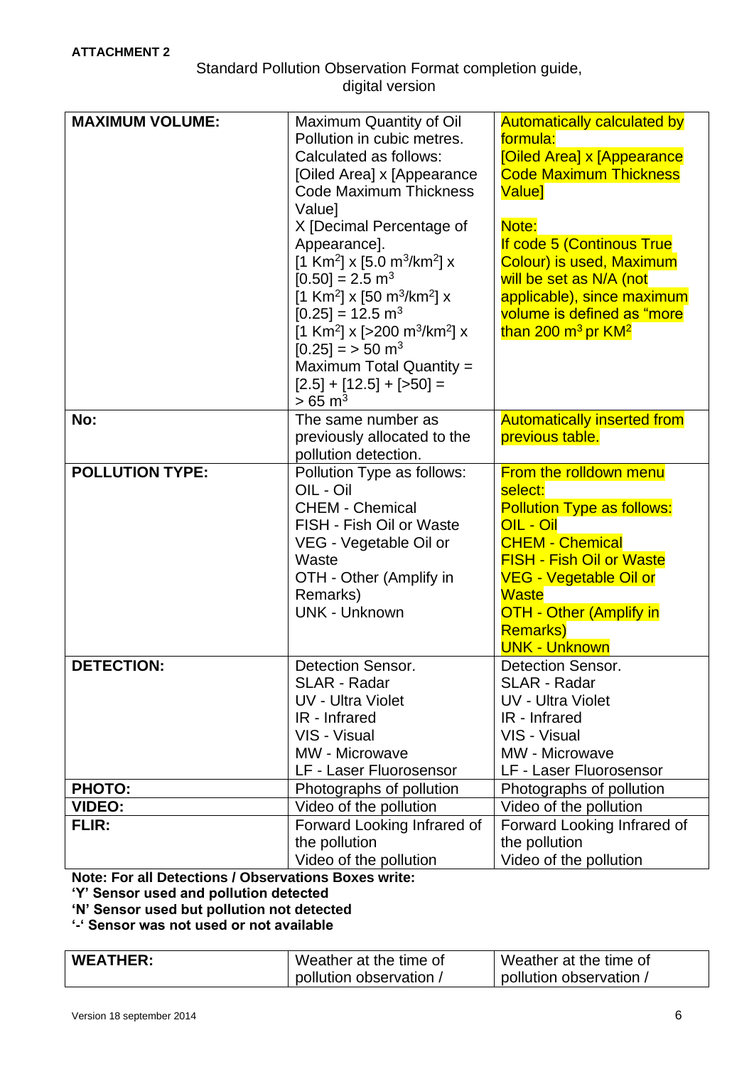**ATTACHMENT 2**

Standard Pollution Observation Format completion guide, digital version

| | | |
|---|---|---|
| **MAXIMUM VOLUME:** | Maximum Quantity of Oil Pollution in cubic metres. Calculated as follows: [Oiled Area] x [Appearance Code Maximum Thickness Value] X [Decimal Percentage of Appearance]. [1 $Km^2$] x [5.0 $m^3/km^2$] x [0.50] = 2.5 $m^3$ [1 $Km^2$] x [50 $m^3/km^2$] x [0.25] = 12.5 $m^3$ [1 $Km^2$] x [>200 $m^3/km^2$] x [0.25] = > 50 $m^3$ Maximum Total Quantity = [2.5] + [12.5] + [>50] = > 65 $m^3$ | Automatically calculated by formula: [Oiled Area] x [Appearance Code Maximum Thickness Value] Note: If code 5 (Continous True Colour) is used, Maximum will be set as N/A (not applicable), since maximum volume is defined as "more than 200 $m^3$ pr $KM^2$ |
| **No:** | The same number as previously allocated to the pollution detection. | Automatically inserted from previous table. |
| **POLLUTION TYPE:** | Pollution Type as follows: OIL - Oil CHEM - Chemical FISH - Fish Oil or Waste VEG - Vegetable Oil or Waste OTH - Other (Amplify in Remarks) UNK - Unknown | From the rolldown menu select: Pollution Type as follows: OIL - Oil CHEM - Chemical FISH - Fish Oil or Waste VEG - Vegetable Oil or Waste OTH - Other (Amplify in Remarks) UNK - Unknown |
| **DETECTION:** | Detection Sensor. SLAR - Radar UV - Ultra Violet IR - Infrared VIS - Visual MW - Microwave LF - Laser Fluorosensor | Detection Sensor. SLAR - Radar UV - Ultra Violet IR - Infrared VIS - Visual MW - Microwave LF - Laser Fluorosensor |
| **PHOTO:** | Photographs of pollution | Photographs of pollution |
| **VIDEO:** | Video of the pollution | Video of the pollution |
| **FLIR:** | Forward Looking Infrared of the pollution Video of the pollution | Forward Looking Infrared of the pollution Video of the pollution |

**Note: For all Detections / Observations Boxes write:**
**'Y' Sensor used and pollution detected**
**'N' Sensor used but pollution not detected**
**'-' Sensor was not used or not available**

| | | |
|---|---|---|
| **WEATHER:** | Weather at the time of pollution observation / | Weather at the time of pollution observation / |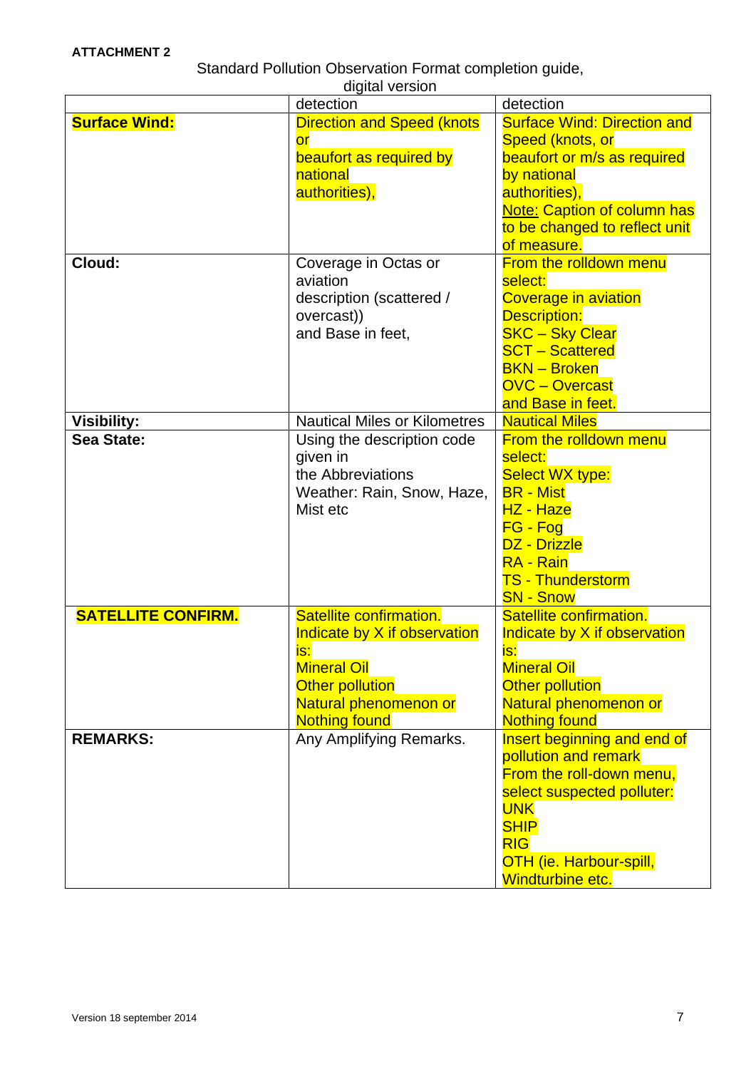**ATTACHMENT 2**

Standard Pollution Observation Format completion guide, digital version

| | detection | detection |
|---|---|---|
| **Surface Wind:** | Direction and Speed (knots or beaufort as required by national authorities), | Surface Wind: Direction and Speed (knots, or beaufort or m/s as required by national authorities), Note: Caption of column has to be changed to reflect unit of measure. |
| **Cloud:** | Coverage in Octas or aviation description (scattered / overcast)) and Base in feet, | From the rolldown menu select: Coverage in aviation Description: SKC – Sky Clear SCT – Scattered BKN – Broken OVC – Overcast and Base in feet. |
| **Visibility:** | Nautical Miles or Kilometres | Nautical Miles |
| **Sea State:** | Using the description code given in the Abbreviations Weather: Rain, Snow, Haze, Mist etc | From the rolldown menu select: Select WX type: BR - Mist HZ - Haze FG - Fog DZ - Drizzle RA - Rain TS - Thunderstorm SN - Snow |
| **SATELLITE CONFIRM.** | Satellite confirmation. Indicate by X if observation is: Mineral Oil Other pollution Natural phenomenon or Nothing found | Satellite confirmation. Indicate by X if observation is: Mineral Oil Other pollution Natural phenomenon or Nothing found |
| **REMARKS:** | Any Amplifying Remarks. | Insert beginning and end of pollution and remark From the roll-down menu, select suspected polluter: UNK SHIP RIG OTH (ie. Harbour-spill, Windturbine etc. |

Version 18 september 2014